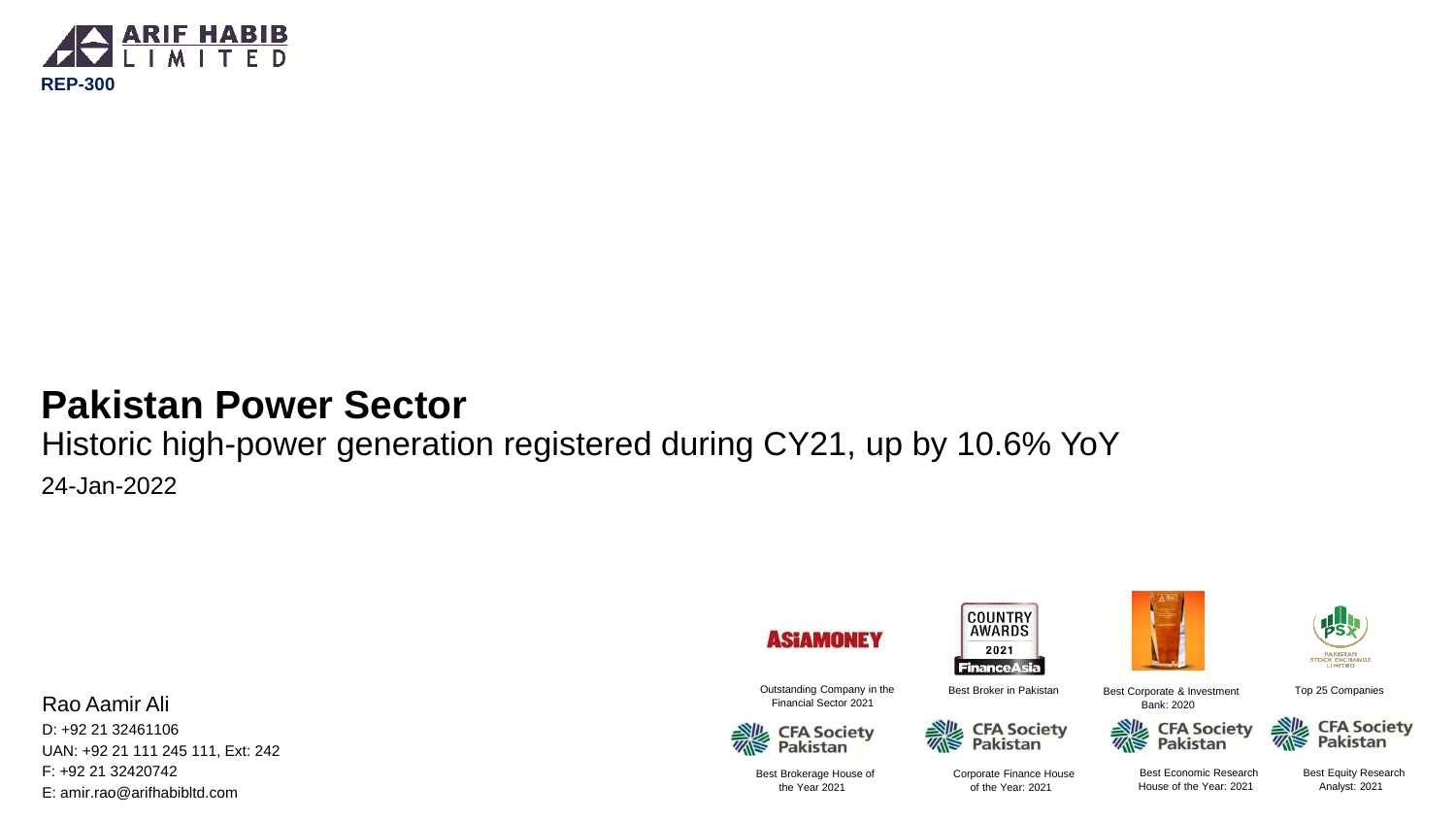ARIF HABIB LIMITED

REP-300

# Pakistan Power Sector

## Historic high-power generation registered during CY21, up by 10.6% YoY

24-Jan-2022

Rao Aamir Ali

D: +92 21 32461106

UAN: +92 21 111 245 111, Ext: 242

F: +92 21 32420742

E: amir.rao@arifhabibltd.com

ASIAMONEY – Outstanding Company in the Financial Sector 2021

FinanceAsia Country Awards 2021 – Best Broker in Pakistan

Best Corporate & Investment Bank: 2020

Pakistan Stock Exchange – Top 25 Companies

CFA Society Pakistan – Best Brokerage House of the Year 2021

CFA Society Pakistan – Corporate Finance House of the Year: 2021

CFA Society Pakistan – Best Economic Research House of the Year: 2021

CFA Society Pakistan – Best Equity Research Analyst: 2021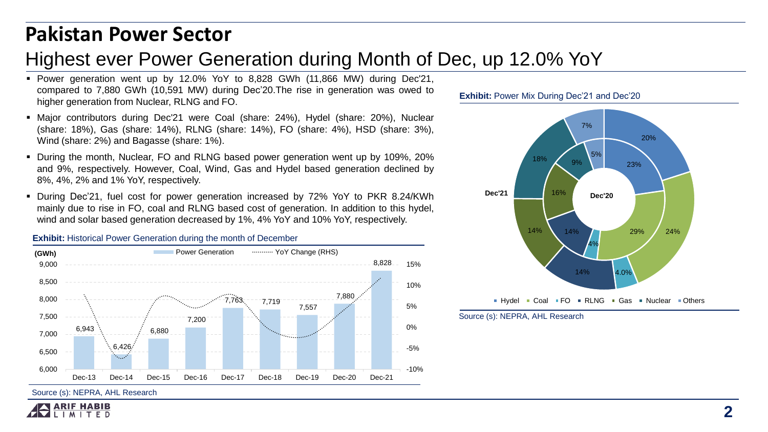# Pakistan Power Sector

## Highest ever Power Generation during Month of Dec, up 12.0% YoY

- Power generation went up by 12.0% YoY to 8,828 GWh (11,866 MW) during Dec'21, compared to 7,880 GWh (10,591 MW) during Dec'20.The rise in generation was owed to higher generation from Nuclear, RLNG and FO.
- Major contributors during Dec'21 were Coal (share: 24%), Hydel (share: 20%), Nuclear (share: 18%), Gas (share: 14%), RLNG (share: 14%), FO (share: 4%), HSD (share: 3%), Wind (share: 2%) and Bagasse (share: 1%).
- During the month, Nuclear, FO and RLNG based power generation went up by 109%, 20% and 9%, respectively. However, Coal, Wind, Gas and Hydel based generation declined by 8%, 4%, 2% and 1% YoY, respectively.
- During Dec'21, fuel cost for power generation increased by 72% YoY to PKR 8.24/KWh mainly due to rise in FO, coal and RLNG based cost of generation. In addition to this hydel, wind and solar based generation decreased by 1%, 4% YoY and 10% YoY, respectively.

**Exhibit:** Historical Power Generation during the month of December

| (GWh) | Dec-13 | Dec-14 | Dec-15 | Dec-16 | Dec-17 | Dec-18 | Dec-19 | Dec-20 | Dec-21 |
|---|---|---|---|---|---|---|---|---|---|
| Power Generation | 6,943 | 6,426 | 6,880 | 7,200 | 7,763 | 7,719 | 7,557 | 7,880 | 8,828 |

Source (s): NEPRA, AHL Research

**Exhibit:** Power Mix During Dec'21 and Dec'20

| | Hydel | Coal | FO | RLNG | Gas | Nuclear | Others |
|---|---|---|---|---|---|---|---|
| Dec'21 | 20% | 24% | 4.0% | 14% | 14% | 18% | 7% |
| Dec'20 | 23% | 29% | 4% | 14% | 16% | 9% | 5% |

Source (s): NEPRA, AHL Research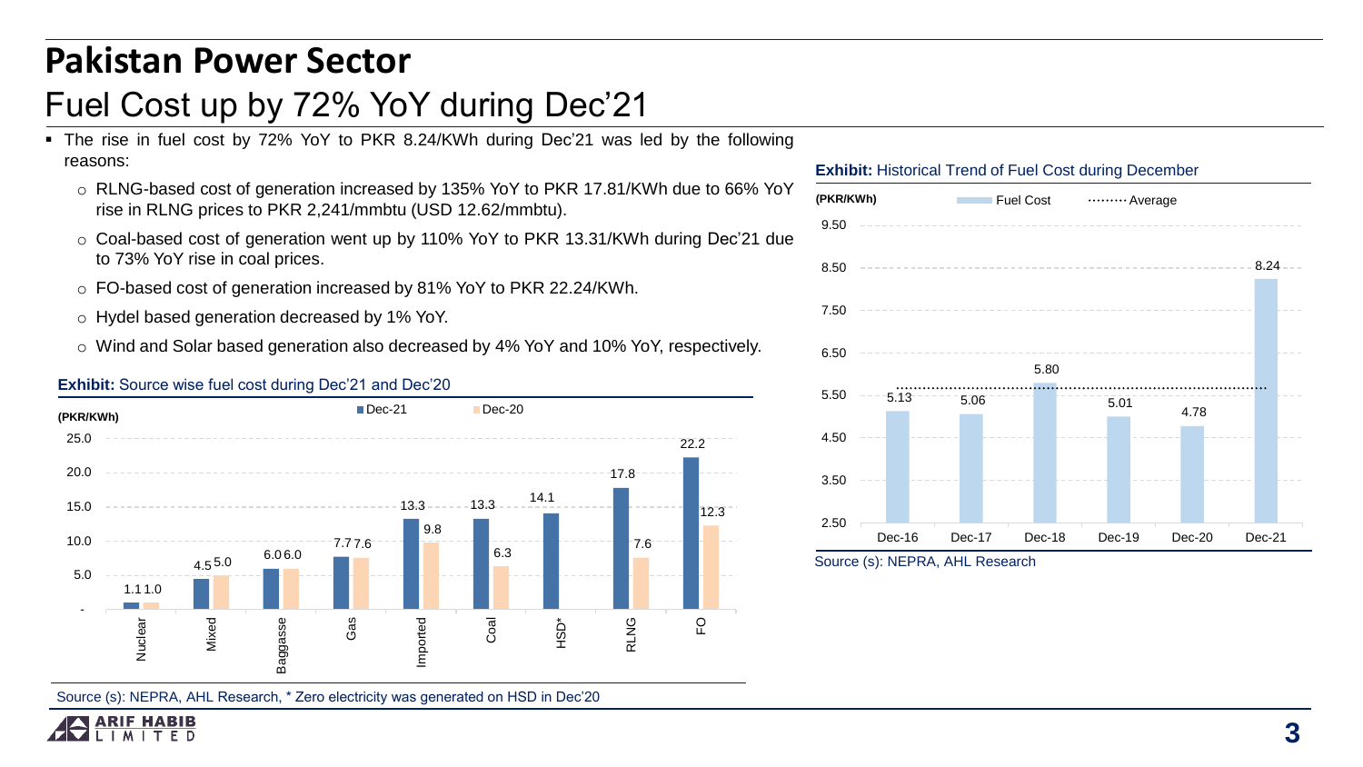# Pakistan Power Sector

## Fuel Cost up by 72% YoY during Dec'21

- The rise in fuel cost by 72% YoY to PKR 8.24/KWh during Dec'21 was led by the following reasons:
  - RLNG-based cost of generation increased by 135% YoY to PKR 17.81/KWh due to 66% YoY rise in RLNG prices to PKR 2,241/mmbtu (USD 12.62/mmbtu).
  - Coal-based cost of generation went up by 110% YoY to PKR 13.31/KWh during Dec'21 due to 73% YoY rise in coal prices.
  - FO-based cost of generation increased by 81% YoY to PKR 22.24/KWh.
  - Hydel based generation decreased by 1% YoY.
  - Wind and Solar based generation also decreased by 4% YoY and 10% YoY, respectively.

**Exhibit:** Source wise fuel cost during Dec'21 and Dec'20

(PKR/KWh)

| Source | Dec-21 | Dec-20 |
| --- | --- | --- |
| Nuclear | 1.1 | 1.0 |
| Mixed | 4.5 | 5.0 |
| Baggasse | 6.0 | 6.0 |
| Gas | 7.7 | 7.6 |
| Imported | 13.3 | 9.8 |
| Coal | 13.3 | 6.3 |
| HSD* | 14.1 | |
| RLNG | 17.8 | 7.6 |
| FO | 22.2 | 12.3 |

Source (s): NEPRA, AHL Research, * Zero electricity was generated on HSD in Dec'20

**Exhibit:** Historical Trend of Fuel Cost during December

(PKR/KWh)

| Month | Fuel Cost |
| --- | --- |
| Dec-16 | 5.13 |
| Dec-17 | 5.06 |
| Dec-18 | 5.80 |
| Dec-19 | 5.01 |
| Dec-20 | 4.78 |
| Dec-21 | 8.24 |

Source (s): NEPRA, AHL Research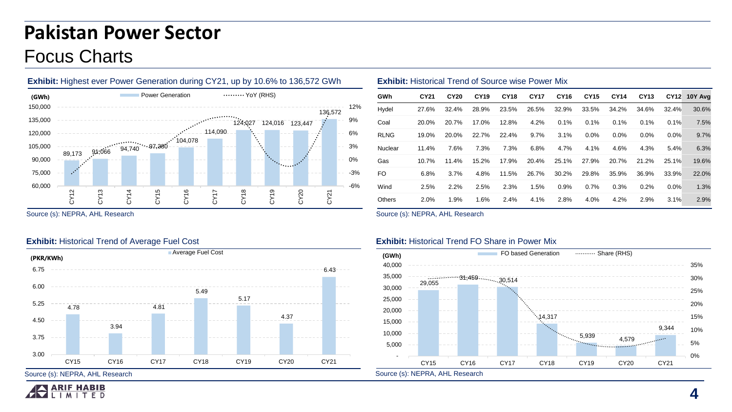# Pakistan Power Sector

## Focus Charts

**Exhibit:** Highest ever Power Generation during CY21, up by 10.6% to 136,572 GWh

(GWh) — Power Generation; YoY (RHS)

| | CY12 | CY13 | CY14 | CY15 | CY16 | CY17 | CY18 | CY19 | CY20 | CY21 |
|---|---|---|---|---|---|---|---|---|---|---|
| Power Generation | 89,173 | 91,066 | 94,740 | 97,380 | 104,078 | 114,090 | 124,027 | 124,016 | 123,447 | 136,572 |

Source (s): NEPRA, AHL Research

**Exhibit:** Historical Trend of Source wise Power Mix

| GWh | CY21 | CY20 | CY19 | CY18 | CY17 | CY16 | CY15 | CY14 | CY13 | CY12 | 10Y Avg |
|---|---|---|---|---|---|---|---|---|---|---|---|
| Hydel | 27.6% | 32.4% | 28.9% | 23.5% | 26.5% | 32.9% | 33.5% | 34.2% | 34.6% | 32.4% | 30.6% |
| Coal | 20.0% | 20.7% | 17.0% | 12.8% | 4.2% | 0.1% | 0.1% | 0.1% | 0.1% | 0.1% | 7.5% |
| RLNG | 19.0% | 20.0% | 22.7% | 22.4% | 9.7% | 3.1% | 0.0% | 0.0% | 0.0% | 0.0% | 9.7% |
| Nuclear | 11.4% | 7.6% | 7.3% | 7.3% | 6.8% | 4.7% | 4.1% | 4.6% | 4.3% | 5.4% | 6.3% |
| Gas | 10.7% | 11.4% | 15.2% | 17.9% | 20.4% | 25.1% | 27.9% | 20.7% | 21.2% | 25.1% | 19.6% |
| FO | 6.8% | 3.7% | 4.8% | 11.5% | 26.7% | 30.2% | 29.8% | 35.9% | 36.9% | 33.9% | 22.0% |
| Wind | 2.5% | 2.2% | 2.5% | 2.3% | 1.5% | 0.9% | 0.7% | 0.3% | 0.2% | 0.0% | 1.3% |
| Others | 2.0% | 1.9% | 1.6% | 2.4% | 4.1% | 2.8% | 4.0% | 4.2% | 2.9% | 3.1% | 2.9% |

Source (s): NEPRA, AHL Research

**Exhibit:** Historical Trend of Average Fuel Cost

(PKR/KWh) — Average Fuel Cost

| | CY15 | CY16 | CY17 | CY18 | CY19 | CY20 | CY21 |
|---|---|---|---|---|---|---|---|
| Average Fuel Cost | 4.78 | 3.94 | 4.81 | 5.49 | 5.17 | 4.37 | 6.43 |

Source (s): NEPRA, AHL Research

**Exhibit:** Historical Trend FO Share in Power Mix

(GWh) — FO based Generation; Share (RHS)

| | CY15 | CY16 | CY17 | CY18 | CY19 | CY20 | CY21 |
|---|---|---|---|---|---|---|---|
| FO based Generation | 29,055 | 31,459 | 30,514 | 14,317 | 5,939 | 4,579 | 9,344 |

Source (s): NEPRA, AHL Research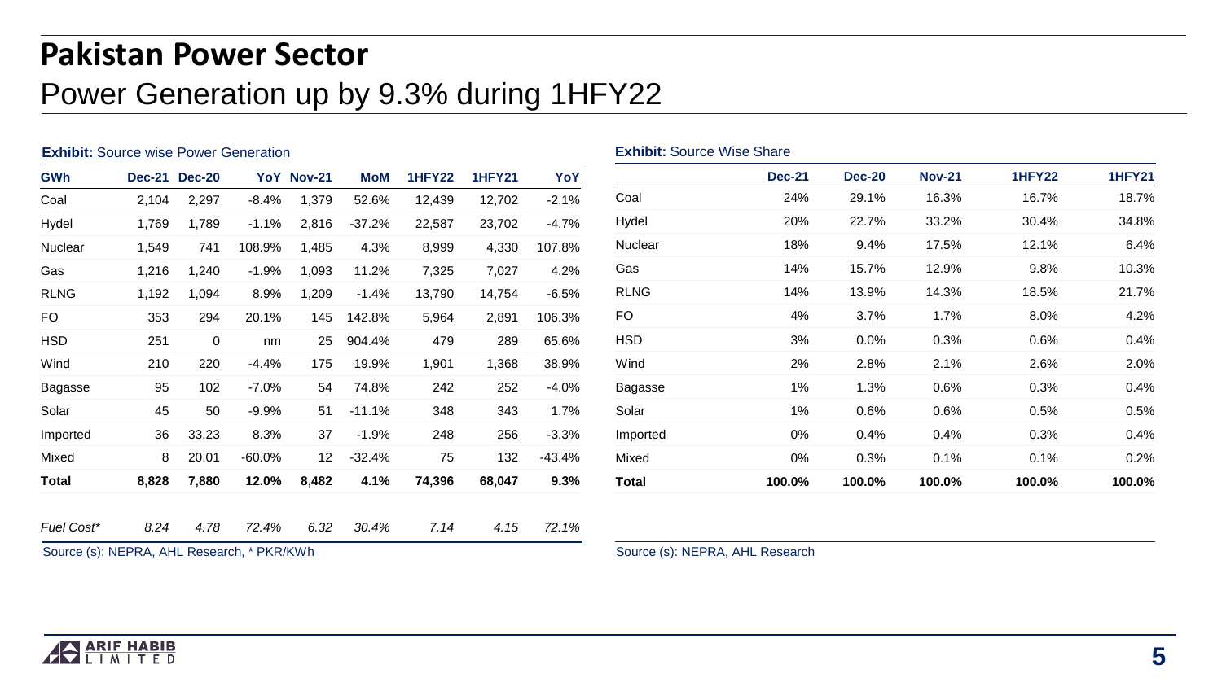# Pakistan Power Sector

## Power Generation up by 9.3% during 1HFY22

**Exhibit:** Source wise Power Generation

| GWh | Dec-21 | Dec-20 | YoY | Nov-21 | MoM | 1HFY22 | 1HFY21 | YoY |
|---|---|---|---|---|---|---|---|---|
| Coal | 2,104 | 2,297 | -8.4% | 1,379 | 52.6% | 12,439 | 12,702 | -2.1% |
| Hydel | 1,769 | 1,789 | -1.1% | 2,816 | -37.2% | 22,587 | 23,702 | -4.7% |
| Nuclear | 1,549 | 741 | 108.9% | 1,485 | 4.3% | 8,999 | 4,330 | 107.8% |
| Gas | 1,216 | 1,240 | -1.9% | 1,093 | 11.2% | 7,325 | 7,027 | 4.2% |
| RLNG | 1,192 | 1,094 | 8.9% | 1,209 | -1.4% | 13,790 | 14,754 | -6.5% |
| FO | 353 | 294 | 20.1% | 145 | 142.8% | 5,964 | 2,891 | 106.3% |
| HSD | 251 | 0 | nm | 25 | 904.4% | 479 | 289 | 65.6% |
| Wind | 210 | 220 | -4.4% | 175 | 19.9% | 1,901 | 1,368 | 38.9% |
| Bagasse | 95 | 102 | -7.0% | 54 | 74.8% | 242 | 252 | -4.0% |
| Solar | 45 | 50 | -9.9% | 51 | -11.1% | 348 | 343 | 1.7% |
| Imported | 36 | 33.23 | 8.3% | 37 | -1.9% | 248 | 256 | -3.3% |
| Mixed | 8 | 20.01 | -60.0% | 12 | -32.4% | 75 | 132 | -43.4% |
| **Total** | **8,828** | **7,880** | **12.0%** | **8,482** | **4.1%** | **74,396** | **68,047** | **9.3%** |
| *Fuel Cost** | *8.24* | *4.78* | *72.4%* | *6.32* | *30.4%* | *7.14* | *4.15* | *72.1%* |

Source (s): NEPRA, AHL Research, * PKR/KWh

**Exhibit:** Source Wise Share

| | Dec-21 | Dec-20 | Nov-21 | 1HFY22 | 1HFY21 |
|---|---|---|---|---|---|
| Coal | 24% | 29.1% | 16.3% | 16.7% | 18.7% |
| Hydel | 20% | 22.7% | 33.2% | 30.4% | 34.8% |
| Nuclear | 18% | 9.4% | 17.5% | 12.1% | 6.4% |
| Gas | 14% | 15.7% | 12.9% | 9.8% | 10.3% |
| RLNG | 14% | 13.9% | 14.3% | 18.5% | 21.7% |
| FO | 4% | 3.7% | 1.7% | 8.0% | 4.2% |
| HSD | 3% | 0.0% | 0.3% | 0.6% | 0.4% |
| Wind | 2% | 2.8% | 2.1% | 2.6% | 2.0% |
| Bagasse | 1% | 1.3% | 0.6% | 0.3% | 0.4% |
| Solar | 1% | 0.6% | 0.6% | 0.5% | 0.5% |
| Imported | 0% | 0.4% | 0.4% | 0.3% | 0.4% |
| Mixed | 0% | 0.3% | 0.1% | 0.1% | 0.2% |
| **Total** | **100.0%** | **100.0%** | **100.0%** | **100.0%** | **100.0%** |

Source (s): NEPRA, AHL Research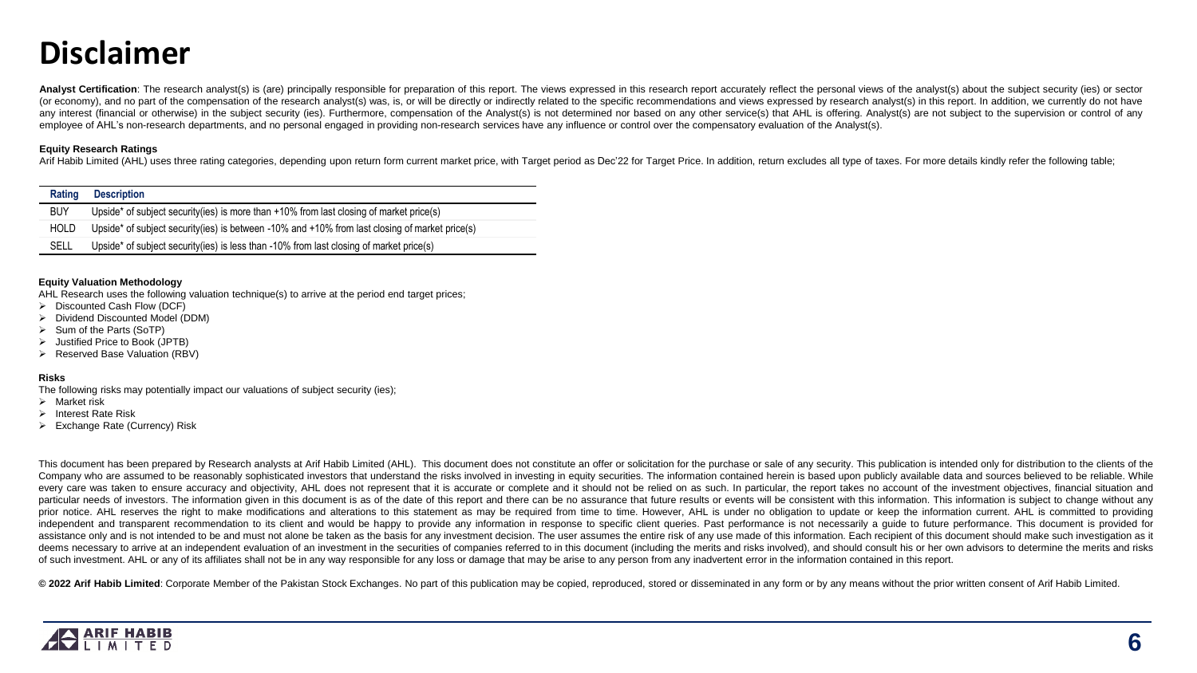# Disclaimer

**Analyst Certification**: The research analyst(s) is (are) principally responsible for preparation of this report. The views expressed in this research report accurately reflect the personal views of the analyst(s) about the subject security (ies) or sector (or economy), and no part of the compensation of the research analyst(s) was, is, or will be directly or indirectly related to the specific recommendations and views expressed by research analyst(s) in this report. In addition, we currently do not have any interest (financial or otherwise) in the subject security (ies). Furthermore, compensation of the Analyst(s) is not determined nor based on any other service(s) that AHL is offering. Analyst(s) are not subject to the supervision or control of any employee of AHL's non-research departments, and no personal engaged in providing non-research services have any influence or control over the compensatory evaluation of the Analyst(s).

**Equity Research Ratings**

Arif Habib Limited (AHL) uses three rating categories, depending upon return form current market price, with Target period as Dec'22 for Target Price. In addition, return excludes all type of taxes. For more details kindly refer the following table;

| Rating | Description |
|---|---|
| BUY | Upside* of subject security(ies) is more than +10% from last closing of market price(s) |
| HOLD | Upside* of subject security(ies) is between -10% and +10% from last closing of market price(s) |
| SELL | Upside* of subject security(ies) is less than -10% from last closing of market price(s) |

**Equity Valuation Methodology**

AHL Research uses the following valuation technique(s) to arrive at the period end target prices;

- Discounted Cash Flow (DCF)
- Dividend Discounted Model (DDM)
- Sum of the Parts (SoTP)
- Justified Price to Book (JPTB)
- Reserved Base Valuation (RBV)

**Risks**

The following risks may potentially impact our valuations of subject security (ies);

- Market risk
- Interest Rate Risk
- Exchange Rate (Currency) Risk

This document has been prepared by Research analysts at Arif Habib Limited (AHL). This document does not constitute an offer or solicitation for the purchase or sale of any security. This publication is intended only for distribution to the clients of the Company who are assumed to be reasonably sophisticated investors that understand the risks involved in investing in equity securities. The information contained herein is based upon publicly available data and sources believed to be reliable. While every care was taken to ensure accuracy and objectivity, AHL does not represent that it is accurate or complete and it should not be relied on as such. In particular, the report takes no account of the investment objectives, financial situation and particular needs of investors. The information given in this document is as of the date of this report and there can be no assurance that future results or events will be consistent with this information. This information is subject to change without any prior notice. AHL reserves the right to make modifications and alterations to this statement as may be required from time to time. However, AHL is under no obligation to update or keep the information current. AHL is committed to providing independent and transparent recommendation to its client and would be happy to provide any information in response to specific client queries. Past performance is not necessarily a guide to future performance. This document is provided for assistance only and is not intended to be and must not alone be taken as the basis for any investment decision. The user assumes the entire risk of any use made of this information. Each recipient of this document should make such investigation as it deems necessary to arrive at an independent evaluation of an investment in the securities of companies referred to in this document (including the merits and risks involved), and should consult his or her own advisors to determine the merits and risks of such investment. AHL or any of its affiliates shall not be in any way responsible for any loss or damage that may be arise to any person from any inadvertent error in the information contained in this report.

**© 2022 Arif Habib Limited**: Corporate Member of the Pakistan Stock Exchanges. No part of this publication may be copied, reproduced, stored or disseminated in any form or by any means without the prior written consent of Arif Habib Limited.